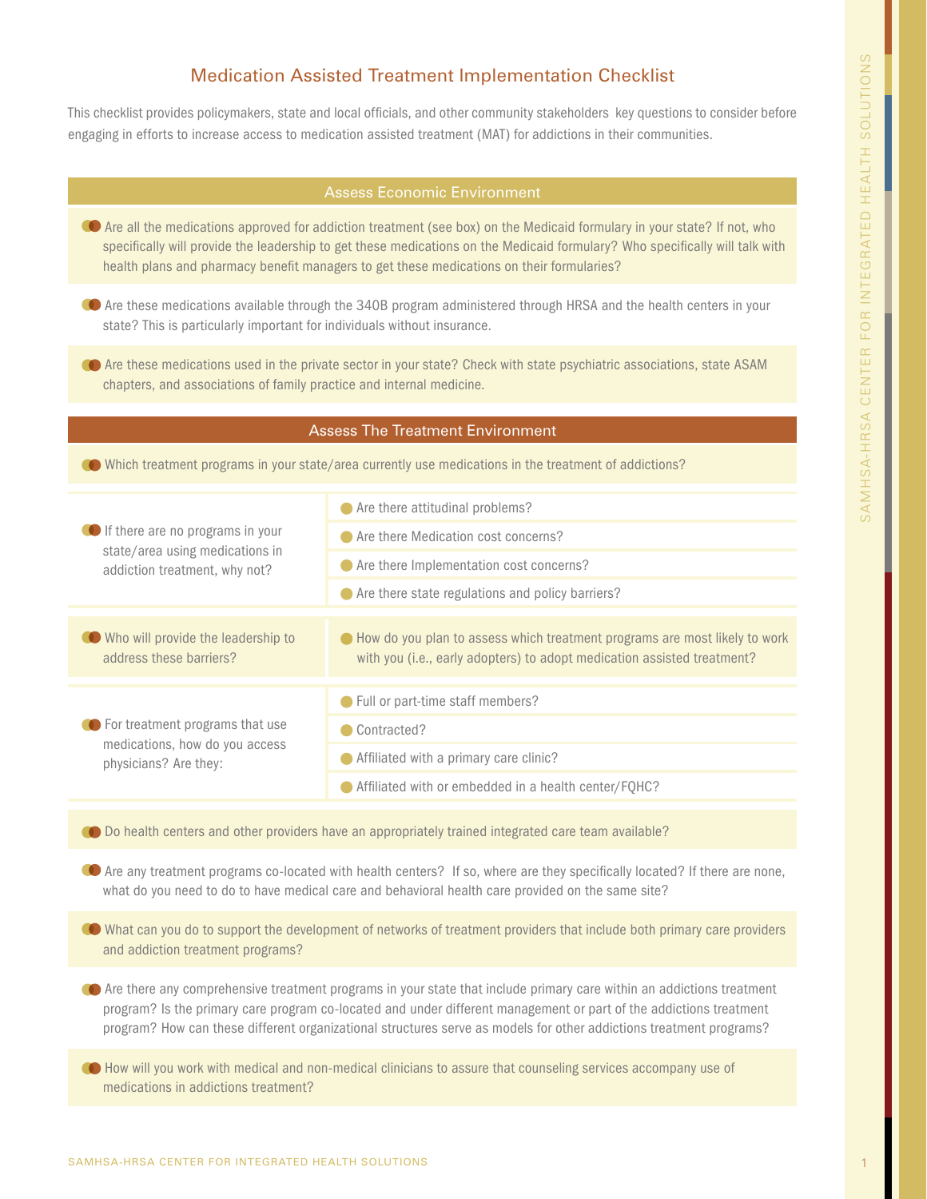# Medication Assisted Treatment Implementation Checklist

This checklist provides policymakers, state and local officials, and other community stakeholders key questions to consider before engaging in efforts to increase access to medication assisted treatment (MAT) for addictions in their communities.

## Assess Economic Environment

- Are all the medications approved for addiction treatment (see box) on the Medicaid formulary in your state? If not, who specifically will provide the leadership to get these medications on the Medicaid formulary? Who specifically will talk with health plans and pharmacy benefit managers to get these medications on their formularies?
- Are these medications available through the 340B program administered through HRSA and the health centers in your state? This is particularly important for individuals without insurance.
- Are these medications used in the private sector in your state? Check with state psychiatric associations, state ASAM chapters, and associations of family practice and internal medicine.

## Assess The Treatment Environment

- Which treatment programs in your state/area currently use medications in the treatment of addictions?
- If there are no programs in your state/area using medications in addiction treatment, why not?
  - Are there attitudinal problems?
  - Are there Medication cost concerns?
  - Are there Implementation cost concerns?
  - Are there state regulations and policy barriers?
- Who will provide the leadership to address these barriers?
  - How do you plan to assess which treatment programs are most likely to work with you (i.e., early adopters) to adopt medication assisted treatment?
- For treatment programs that use medications, how do you access physicians? Are they:
  - Full or part-time staff members?
  - Contracted?
  - Affiliated with a primary care clinic?
  - Affiliated with or embedded in a health center/FQHC?
- Do health centers and other providers have an appropriately trained integrated care team available?
- Are any treatment programs co-located with health centers? If so, where are they specifically located? If there are none, what do you need to do to have medical care and behavioral health care provided on the same site?
- What can you do to support the development of networks of treatment providers that include both primary care providers and addiction treatment programs?
- Are there any comprehensive treatment programs in your state that include primary care within an addictions treatment program? Is the primary care program co-located and under different management or part of the addictions treatment program? How can these different organizational structures serve as models for other addictions treatment programs?
- How will you work with medical and non-medical clinicians to assure that counseling services accompany use of medications in addictions treatment?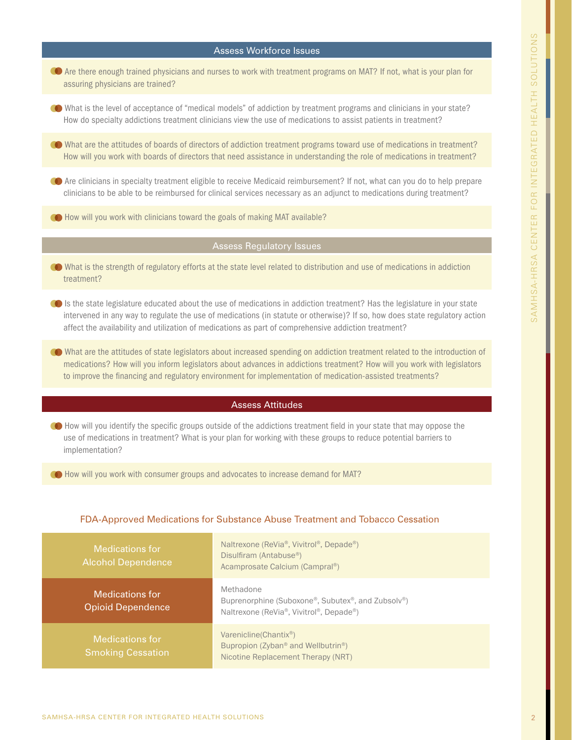## Assess Workforce Issues

- Are there enough trained physicians and nurses to work with treatment programs on MAT? If not, what is your plan for assuring physicians are trained?
- What is the level of acceptance of “medical models” of addiction by treatment programs and clinicians in your state? How do specialty addictions treatment clinicians view the use of medications to assist patients in treatment?
- What are the attitudes of boards of directors of addiction treatment programs toward use of medications in treatment? How will you work with boards of directors that need assistance in understanding the role of medications in treatment?
- Are clinicians in specialty treatment eligible to receive Medicaid reimbursement? If not, what can you do to help prepare clinicians to be able to be reimbursed for clinical services necessary as an adjunct to medications during treatment?
- How will you work with clinicians toward the goals of making MAT available?

## Assess Regulatory Issues

- What is the strength of regulatory efforts at the state level related to distribution and use of medications in addiction treatment?
- Is the state legislature educated about the use of medications in addiction treatment? Has the legislature in your state intervened in any way to regulate the use of medications (in statute or otherwise)? If so, how does state regulatory action affect the availability and utilization of medications as part of comprehensive addiction treatment?
- What are the attitudes of state legislators about increased spending on addiction treatment related to the introduction of medications? How will you inform legislators about advances in addictions treatment? How will you work with legislators to improve the financing and regulatory environment for implementation of medication-assisted treatments?

## Assess Attitudes

- How will you identify the specific groups outside of the addictions treatment field in your state that may oppose the use of medications in treatment? What is your plan for working with these groups to reduce potential barriers to implementation?
- How will you work with consumer groups and advocates to increase demand for MAT?

### FDA-Approved Medications for Substance Abuse Treatment and Tobacco Cessation

| | |
|---|---|
| Medications for Alcohol Dependence | Naltrexone (ReVia®, Vivitrol®, Depade®)<br>Disulfiram (Antabuse®)<br>Acamprosate Calcium (Campral®) |
| Medications for Opioid Dependence | Methadone<br>Buprenorphine (Suboxone®, Subutex®, and Zubsolv®)<br>Naltrexone (ReVia®, Vivitrol®, Depade®) |
| Medications for Smoking Cessation | Varenicline(Chantix®)<br>Bupropion (Zyban® and Wellbutrin®)<br>Nicotine Replacement Therapy (NRT) |